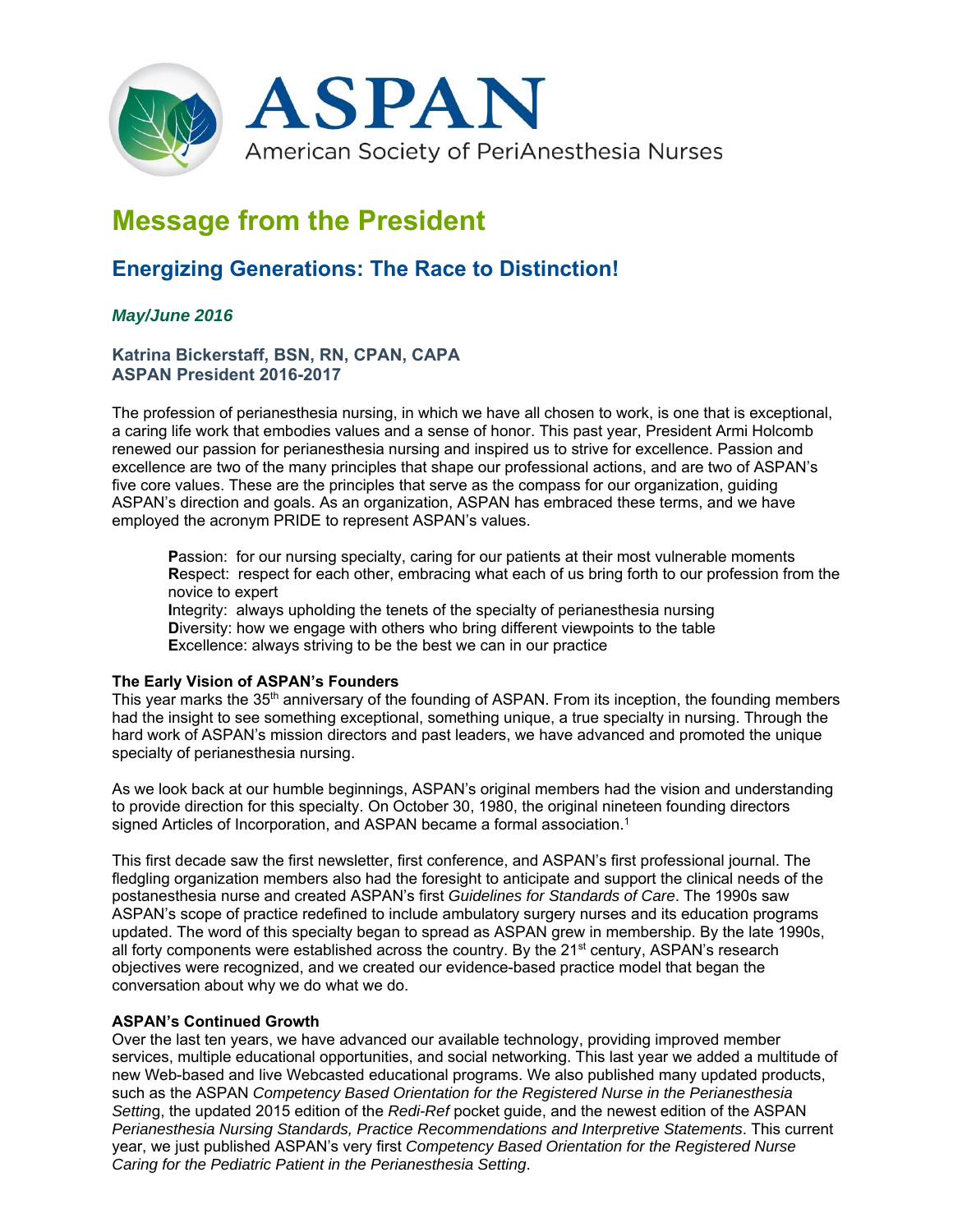ASPAN

American Society of PeriAnesthesia Nurses

# Message from the President

## Energizing Generations: The Race to Distinction!

***May/June 2016***

**Katrina Bickerstaff, BSN, RN, CPAN, CAPA**
**ASPAN President 2016-2017**

The profession of perianesthesia nursing, in which we have all chosen to work, is one that is exceptional, a caring life work that embodies values and a sense of honor. This past year, President Armi Holcomb renewed our passion for perianesthesia nursing and inspired us to strive for excellence. Passion and excellence are two of the many principles that shape our professional actions, and are two of ASPAN's five core values. These are the principles that serve as the compass for our organization, guiding ASPAN's direction and goals. As an organization, ASPAN has embraced these terms, and we have employed the acronym PRIDE to represent ASPAN's values.

> **P**assion: for our nursing specialty, caring for our patients at their most vulnerable moments
> **R**espect: respect for each other, embracing what each of us bring forth to our profession from the novice to expert
> **I**ntegrity: always upholding the tenets of the specialty of perianesthesia nursing
> **D**iversity: how we engage with others who bring different viewpoints to the table
> **E**xcellence: always striving to be the best we can in our practice

**The Early Vision of ASPAN's Founders**

This year marks the 35th anniversary of the founding of ASPAN. From its inception, the founding members had the insight to see something exceptional, something unique, a true specialty in nursing. Through the hard work of ASPAN's mission directors and past leaders, we have advanced and promoted the unique specialty of perianesthesia nursing.

As we look back at our humble beginnings, ASPAN's original members had the vision and understanding to provide direction for this specialty. On October 30, 1980, the original nineteen founding directors signed Articles of Incorporation, and ASPAN became a formal association.[1]

This first decade saw the first newsletter, first conference, and ASPAN's first professional journal. The fledgling organization members also had the foresight to anticipate and support the clinical needs of the postanesthesia nurse and created ASPAN's first *Guidelines for Standards of Care*. The 1990s saw ASPAN's scope of practice redefined to include ambulatory surgery nurses and its education programs updated. The word of this specialty began to spread as ASPAN grew in membership. By the late 1990s, all forty components were established across the country. By the 21st century, ASPAN's research objectives were recognized, and we created our evidence-based practice model that began the conversation about why we do what we do.

**ASPAN's Continued Growth**

Over the last ten years, we have advanced our available technology, providing improved member services, multiple educational opportunities, and social networking. This last year we added a multitude of new Web-based and live Webcasted educational programs. We also published many updated products, such as the ASPAN *Competency Based Orientation for the Registered Nurse in the Perianesthesia Setting*, the updated 2015 edition of the *Redi-Ref* pocket guide, and the newest edition of the ASPAN *Perianesthesia Nursing Standards, Practice Recommendations and Interpretive Statements*. This current year, we just published ASPAN's very first *Competency Based Orientation for the Registered Nurse Caring for the Pediatric Patient in the Perianesthesia Setting*.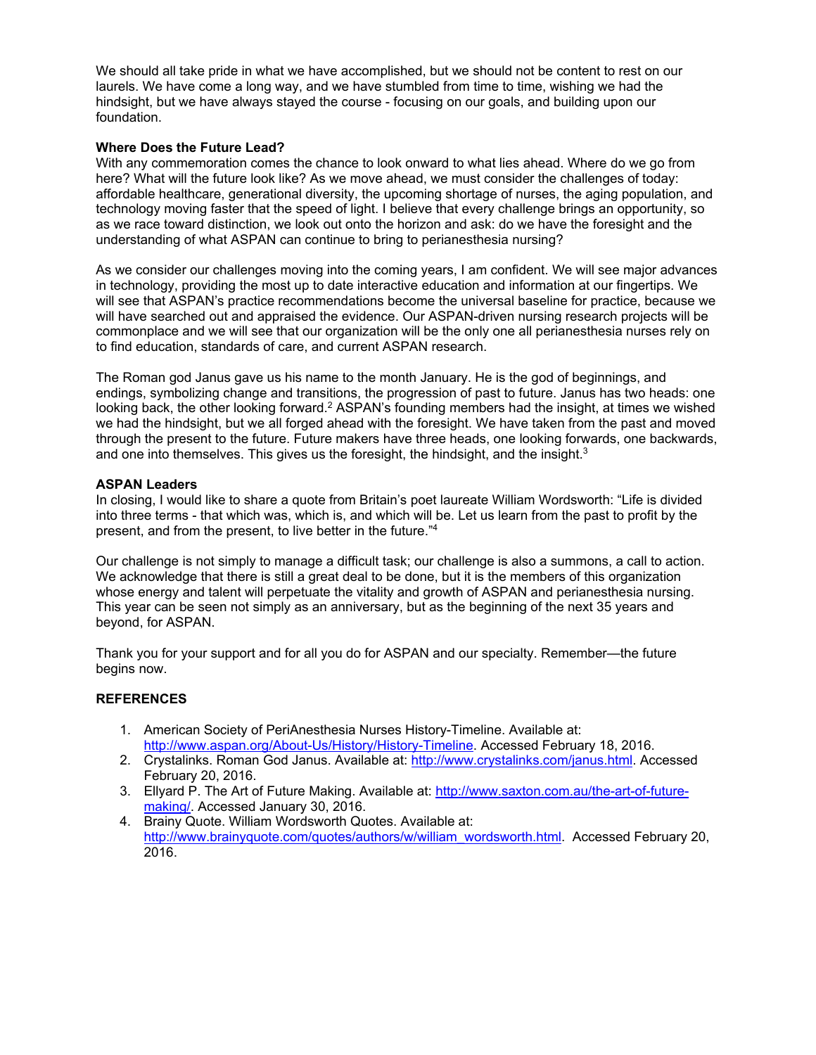We should all take pride in what we have accomplished, but we should not be content to rest on our laurels. We have come a long way, and we have stumbled from time to time, wishing we had the hindsight, but we have always stayed the course - focusing on our goals, and building upon our foundation.

**Where Does the Future Lead?**

With any commemoration comes the chance to look onward to what lies ahead. Where do we go from here? What will the future look like? As we move ahead, we must consider the challenges of today: affordable healthcare, generational diversity, the upcoming shortage of nurses, the aging population, and technology moving faster that the speed of light. I believe that every challenge brings an opportunity, so as we race toward distinction, we look out onto the horizon and ask: do we have the foresight and the understanding of what ASPAN can continue to bring to perianesthesia nursing?

As we consider our challenges moving into the coming years, I am confident. We will see major advances in technology, providing the most up to date interactive education and information at our fingertips. We will see that ASPAN's practice recommendations become the universal baseline for practice, because we will have searched out and appraised the evidence. Our ASPAN-driven nursing research projects will be commonplace and we will see that our organization will be the only one all perianesthesia nurses rely on to find education, standards of care, and current ASPAN research.

The Roman god Janus gave us his name to the month January. He is the god of beginnings, and endings, symbolizing change and transitions, the progression of past to future. Janus has two heads: one looking back, the other looking forward.[2] ASPAN's founding members had the insight, at times we wished we had the hindsight, but we all forged ahead with the foresight. We have taken from the past and moved through the present to the future. Future makers have three heads, one looking forwards, one backwards, and one into themselves. This gives us the foresight, the hindsight, and the insight.[3]

**ASPAN Leaders**

In closing, I would like to share a quote from Britain's poet laureate William Wordsworth: "Life is divided into three terms - that which was, which is, and which will be. Let us learn from the past to profit by the present, and from the present, to live better in the future."[4]

Our challenge is not simply to manage a difficult task; our challenge is also a summons, a call to action. We acknowledge that there is still a great deal to be done, but it is the members of this organization whose energy and talent will perpetuate the vitality and growth of ASPAN and perianesthesia nursing. This year can be seen not simply as an anniversary, but as the beginning of the next 35 years and beyond, for ASPAN.

Thank you for your support and for all you do for ASPAN and our specialty. Remember—the future begins now.

**REFERENCES**

1. American Society of PeriAnesthesia Nurses History-Timeline. Available at: http://www.aspan.org/About-Us/History/History-Timeline. Accessed February 18, 2016.
2. Crystalinks. Roman God Janus. Available at: http://www.crystalinks.com/janus.html. Accessed February 20, 2016.
3. Ellyard P. The Art of Future Making. Available at: http://www.saxton.com.au/the-art-of-future-making/. Accessed January 30, 2016.
4. Brainy Quote. William Wordsworth Quotes. Available at: http://www.brainyquote.com/quotes/authors/w/william_wordsworth.html. Accessed February 20, 2016.